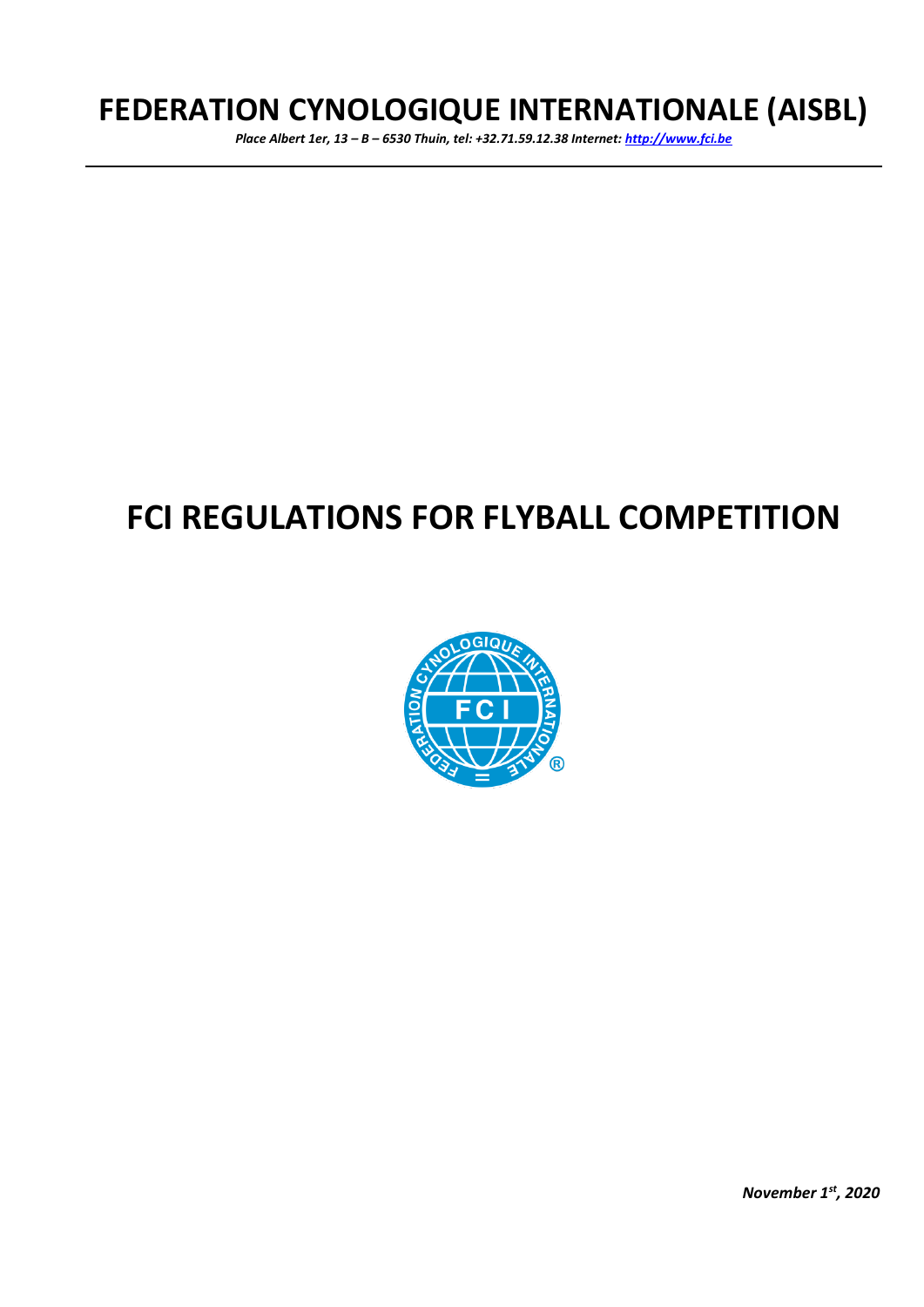# FEDERATION CYNOLOGIQUE INTERNATIONALE (AISBL)

*Place Albert 1er, 13 – B – 6530 Thuin, tel: +32.71.59.12.38 Internet: http://www.fci.be*

# FCI REGULATIONS FOR FLYBALL COMPETITION

*November 1st, 2020*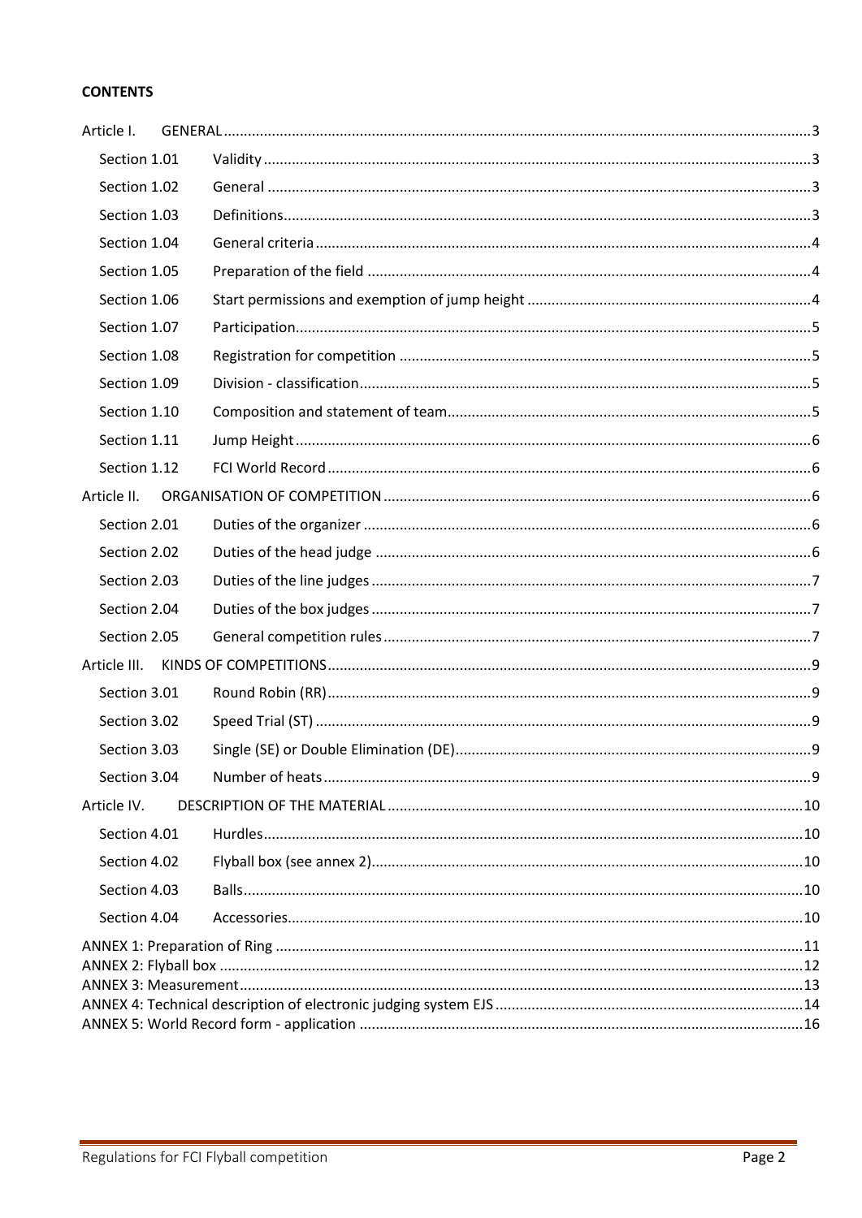**CONTENTS**

Article I. GENERAL ..... 3

- Section 1.01 Validity ..... 3
- Section 1.02 General ..... 3
- Section 1.03 Definitions ..... 3
- Section 1.04 General criteria ..... 4
- Section 1.05 Preparation of the field ..... 4
- Section 1.06 Start permissions and exemption of jump height ..... 4
- Section 1.07 Participation ..... 5
- Section 1.08 Registration for competition ..... 5
- Section 1.09 Division - classification ..... 5
- Section 1.10 Composition and statement of team ..... 5
- Section 1.11 Jump Height ..... 6
- Section 1.12 FCI World Record ..... 6

Article II. ORGANISATION OF COMPETITION ..... 6

- Section 2.01 Duties of the organizer ..... 6
- Section 2.02 Duties of the head judge ..... 6
- Section 2.03 Duties of the line judges ..... 7
- Section 2.04 Duties of the box judges ..... 7
- Section 2.05 General competition rules ..... 7

Article III. KINDS OF COMPETITIONS ..... 9

- Section 3.01 Round Robin (RR) ..... 9
- Section 3.02 Speed Trial (ST) ..... 9
- Section 3.03 Single (SE) or Double Elimination (DE) ..... 9
- Section 3.04 Number of heats ..... 9

Article IV. DESCRIPTION OF THE MATERIAL ..... 10

- Section 4.01 Hurdles ..... 10
- Section 4.02 Flyball box (see annex 2) ..... 10
- Section 4.03 Balls ..... 10
- Section 4.04 Accessories ..... 10

ANNEX 1: Preparation of Ring ..... 11

ANNEX 2: Flyball box ..... 12

ANNEX 3: Measurement ..... 13

ANNEX 4: Technical description of electronic judging system EJS ..... 14

ANNEX 5: World Record form - application ..... 16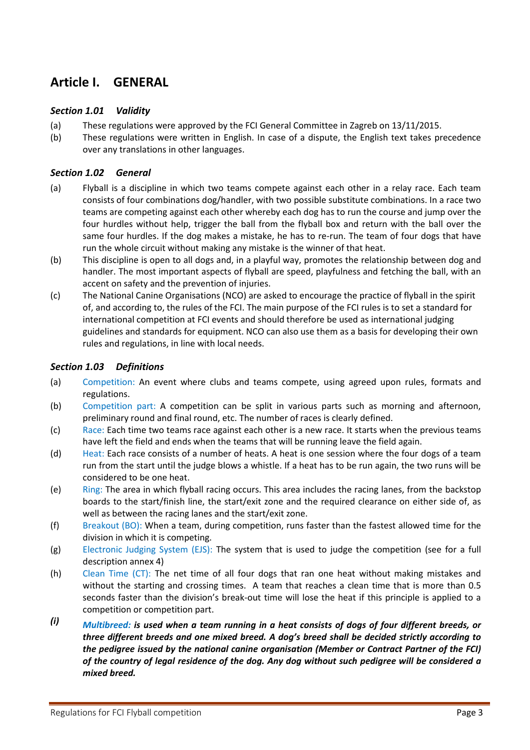# Article I. GENERAL

### *Section 1.01 Validity*

(a) These regulations were approved by the FCI General Committee in Zagreb on 13/11/2015.

(b) These regulations were written in English. In case of a dispute, the English text takes precedence over any translations in other languages.

### *Section 1.02 General*

(a) Flyball is a discipline in which two teams compete against each other in a relay race. Each team consists of four combinations dog/handler, with two possible substitute combinations. In a race two teams are competing against each other whereby each dog has to run the course and jump over the four hurdles without help, trigger the ball from the flyball box and return with the ball over the same four hurdles. If the dog makes a mistake, he has to re-run. The team of four dogs that have run the whole circuit without making any mistake is the winner of that heat.

(b) This discipline is open to all dogs and, in a playful way, promotes the relationship between dog and handler. The most important aspects of flyball are speed, playfulness and fetching the ball, with an accent on safety and the prevention of injuries.

(c) The National Canine Organisations (NCO) are asked to encourage the practice of flyball in the spirit of, and according to, the rules of the FCI. The main purpose of the FCI rules is to set a standard for international competition at FCI events and should therefore be used as international judging guidelines and standards for equipment. NCO can also use them as a basis for developing their own rules and regulations, in line with local needs.

### *Section 1.03 Definitions*

(a) Competition: An event where clubs and teams compete, using agreed upon rules, formats and regulations.

(b) Competition part: A competition can be split in various parts such as morning and afternoon, preliminary round and final round, etc. The number of races is clearly defined.

(c) Race: Each time two teams race against each other is a new race. It starts when the previous teams have left the field and ends when the teams that will be running leave the field again.

(d) Heat: Each race consists of a number of heats. A heat is one session where the four dogs of a team run from the start until the judge blows a whistle. If a heat has to be run again, the two runs will be considered to be one heat.

(e) Ring: The area in which flyball racing occurs. This area includes the racing lanes, from the backstop boards to the start/finish line, the start/exit zone and the required clearance on either side of, as well as between the racing lanes and the start/exit zone.

(f) Breakout (BO): When a team, during competition, runs faster than the fastest allowed time for the division in which it is competing.

(g) Electronic Judging System (EJS): The system that is used to judge the competition (see for a full description annex 4)

(h) Clean Time (CT): The net time of all four dogs that ran one heat without making mistakes and without the starting and crossing times. A team that reaches a clean time that is more than 0.5 seconds faster than the division's break-out time will lose the heat if this principle is applied to a competition or competition part.

***(i)*** ***Multibreed: is used when a team running in a heat consists of dogs of four different breeds, or three different breeds and one mixed breed. A dog's breed shall be decided strictly according to the pedigree issued by the national canine organisation (Member or Contract Partner of the FCI) of the country of legal residence of the dog. Any dog without such pedigree will be considered a mixed breed.***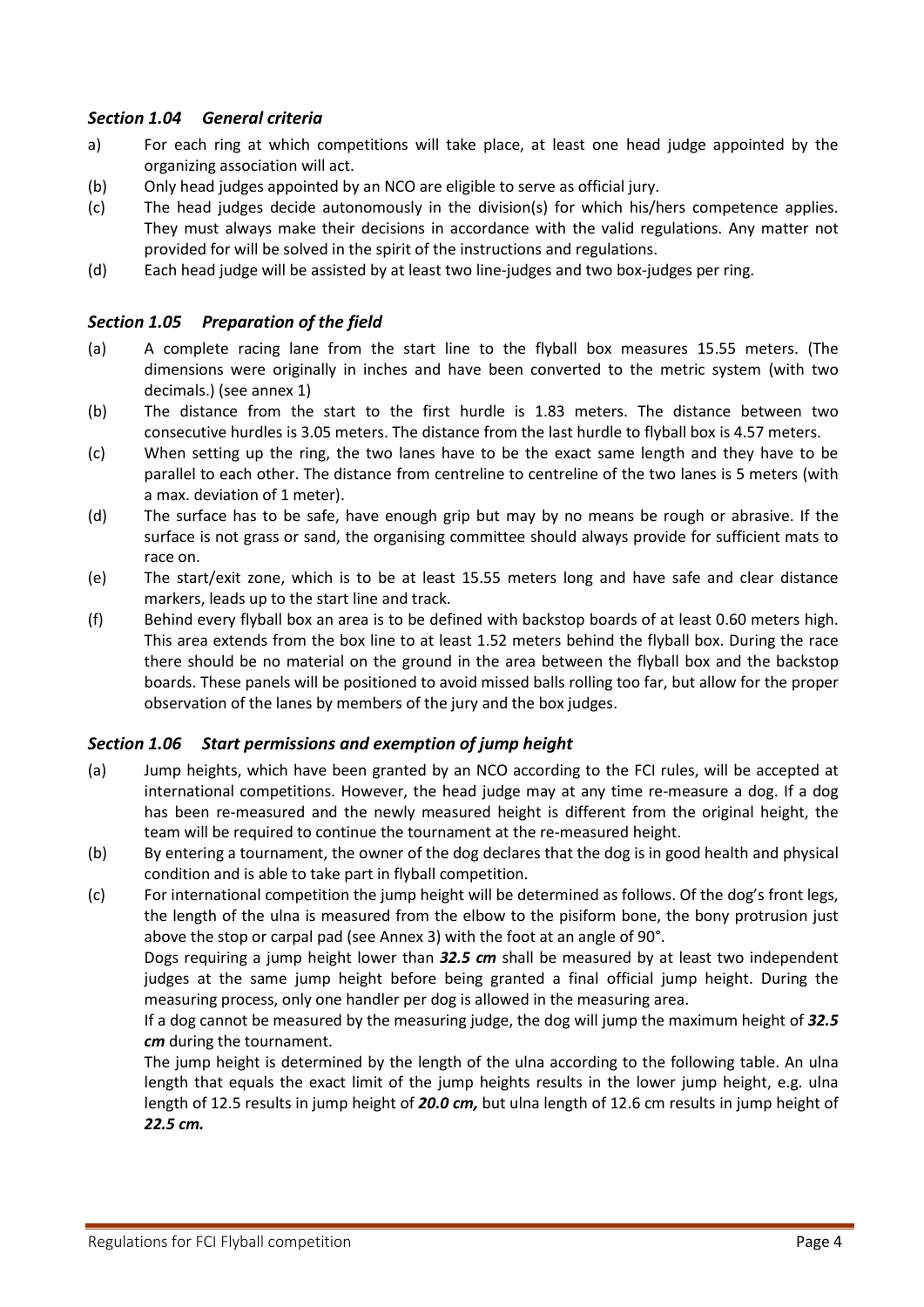### *Section 1.04 General criteria*

a) For each ring at which competitions will take place, at least one head judge appointed by the organizing association will act.

(b) Only head judges appointed by an NCO are eligible to serve as official jury.

(c) The head judges decide autonomously in the division(s) for which his/hers competence applies. They must always make their decisions in accordance with the valid regulations. Any matter not provided for will be solved in the spirit of the instructions and regulations.

(d) Each head judge will be assisted by at least two line-judges and two box-judges per ring.

### *Section 1.05 Preparation of the field*

(a) A complete racing lane from the start line to the flyball box measures 15.55 meters. (The dimensions were originally in inches and have been converted to the metric system (with two decimals.) (see annex 1)

(b) The distance from the start to the first hurdle is 1.83 meters. The distance between two consecutive hurdles is 3.05 meters. The distance from the last hurdle to flyball box is 4.57 meters.

(c) When setting up the ring, the two lanes have to be the exact same length and they have to be parallel to each other. The distance from centreline to centreline of the two lanes is 5 meters (with a max. deviation of 1 meter).

(d) The surface has to be safe, have enough grip but may by no means be rough or abrasive. If the surface is not grass or sand, the organising committee should always provide for sufficient mats to race on.

(e) The start/exit zone, which is to be at least 15.55 meters long and have safe and clear distance markers, leads up to the start line and track.

(f) Behind every flyball box an area is to be defined with backstop boards of at least 0.60 meters high. This area extends from the box line to at least 1.52 meters behind the flyball box. During the race there should be no material on the ground in the area between the flyball box and the backstop boards. These panels will be positioned to avoid missed balls rolling too far, but allow for the proper observation of the lanes by members of the jury and the box judges.

### *Section 1.06 Start permissions and exemption of jump height*

(a) Jump heights, which have been granted by an NCO according to the FCI rules, will be accepted at international competitions. However, the head judge may at any time re-measure a dog. If a dog has been re-measured and the newly measured height is different from the original height, the team will be required to continue the tournament at the re-measured height.

(b) By entering a tournament, the owner of the dog declares that the dog is in good health and physical condition and is able to take part in flyball competition.

(c) For international competition the jump height will be determined as follows. Of the dog's front legs, the length of the ulna is measured from the elbow to the pisiform bone, the bony protrusion just above the stop or carpal pad (see Annex 3) with the foot at an angle of 90°.

Dogs requiring a jump height lower than ***32.5 cm*** shall be measured by at least two independent judges at the same jump height before being granted a final official jump height. During the measuring process, only one handler per dog is allowed in the measuring area.

If a dog cannot be measured by the measuring judge, the dog will jump the maximum height of ***32.5 cm*** during the tournament.

The jump height is determined by the length of the ulna according to the following table. An ulna length that equals the exact limit of the jump heights results in the lower jump height, e.g. ulna length of 12.5 results in jump height of ***20.0 cm,*** but ulna length of 12.6 cm results in jump height of ***22.5 cm.***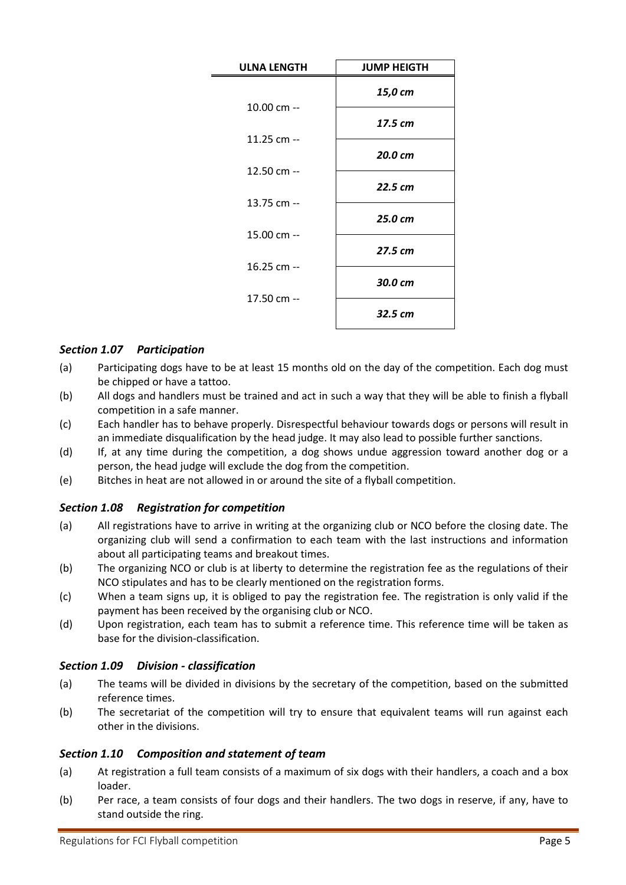| ULNA LENGTH | JUMP HEIGTH |
|---|---|
| | ***15,0 cm*** |
| 10.00 cm -- | |
| | ***17.5 cm*** |
| 11.25 cm -- | |
| | ***20.0 cm*** |
| 12.50 cm -- | |
| | ***22.5 cm*** |
| 13.75 cm -- | |
| | ***25.0 cm*** |
| 15.00 cm -- | |
| | ***27.5 cm*** |
| 16.25 cm -- | |
| | ***30.0 cm*** |
| 17.50 cm -- | |
| | ***32.5 cm*** |

### *Section 1.07 Participation*

(a) Participating dogs have to be at least 15 months old on the day of the competition. Each dog must be chipped or have a tattoo.

(b) All dogs and handlers must be trained and act in such a way that they will be able to finish a flyball competition in a safe manner.

(c) Each handler has to behave properly. Disrespectful behaviour towards dogs or persons will result in an immediate disqualification by the head judge. It may also lead to possible further sanctions.

(d) If, at any time during the competition, a dog shows undue aggression toward another dog or a person, the head judge will exclude the dog from the competition.

(e) Bitches in heat are not allowed in or around the site of a flyball competition.

### *Section 1.08 Registration for competition*

(a) All registrations have to arrive in writing at the organizing club or NCO before the closing date. The organizing club will send a confirmation to each team with the last instructions and information about all participating teams and breakout times.

(b) The organizing NCO or club is at liberty to determine the registration fee as the regulations of their NCO stipulates and has to be clearly mentioned on the registration forms.

(c) When a team signs up, it is obliged to pay the registration fee. The registration is only valid if the payment has been received by the organising club or NCO.

(d) Upon registration, each team has to submit a reference time. This reference time will be taken as base for the division-classification.

### *Section 1.09 Division - classification*

(a) The teams will be divided in divisions by the secretary of the competition, based on the submitted reference times.

(b) The secretariat of the competition will try to ensure that equivalent teams will run against each other in the divisions.

### *Section 1.10 Composition and statement of team*

(a) At registration a full team consists of a maximum of six dogs with their handlers, a coach and a box loader.

(b) Per race, a team consists of four dogs and their handlers. The two dogs in reserve, if any, have to stand outside the ring.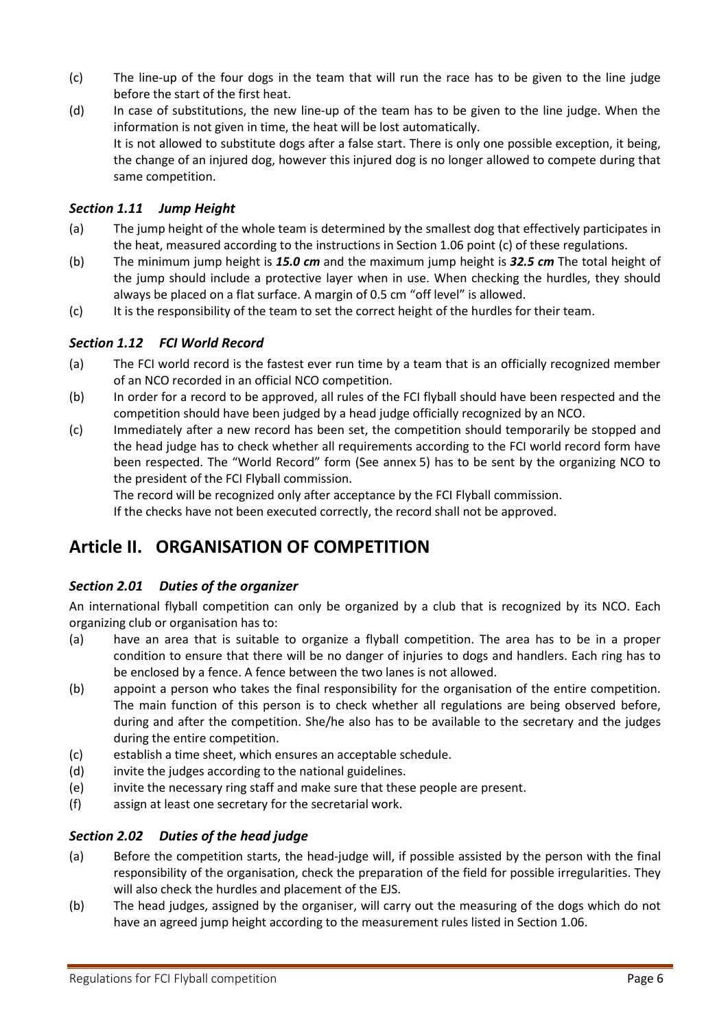(c) The line-up of the four dogs in the team that will run the race has to be given to the line judge before the start of the first heat.

(d) In case of substitutions, the new line-up of the team has to be given to the line judge. When the information is not given in time, the heat will be lost automatically.
It is not allowed to substitute dogs after a false start. There is only one possible exception, it being, the change of an injured dog, however this injured dog is no longer allowed to compete during that same competition.

### *Section 1.11 Jump Height*

(a) The jump height of the whole team is determined by the smallest dog that effectively participates in the heat, measured according to the instructions in Section 1.06 point (c) of these regulations.

(b) The minimum jump height is ***15.0 cm*** and the maximum jump height is ***32.5 cm*** The total height of the jump should include a protective layer when in use. When checking the hurdles, they should always be placed on a flat surface. A margin of 0.5 cm "off level" is allowed.

(c) It is the responsibility of the team to set the correct height of the hurdles for their team.

### *Section 1.12 FCI World Record*

(a) The FCI world record is the fastest ever run time by a team that is an officially recognized member of an NCO recorded in an official NCO competition.

(b) In order for a record to be approved, all rules of the FCI flyball should have been respected and the competition should have been judged by a head judge officially recognized by an NCO.

(c) Immediately after a new record has been set, the competition should temporarily be stopped and the head judge has to check whether all requirements according to the FCI world record form have been respected. The "World Record" form (See annex 5) has to be sent by the organizing NCO to the president of the FCI Flyball commission.
The record will be recognized only after acceptance by the FCI Flyball commission.
If the checks have not been executed correctly, the record shall not be approved.

## Article II. ORGANISATION OF COMPETITION

### *Section 2.01 Duties of the organizer*

An international flyball competition can only be organized by a club that is recognized by its NCO. Each organizing club or organisation has to:

(a) have an area that is suitable to organize a flyball competition. The area has to be in a proper condition to ensure that there will be no danger of injuries to dogs and handlers. Each ring has to be enclosed by a fence. A fence between the two lanes is not allowed.

(b) appoint a person who takes the final responsibility for the organisation of the entire competition. The main function of this person is to check whether all regulations are being observed before, during and after the competition. She/he also has to be available to the secretary and the judges during the entire competition.

(c) establish a time sheet, which ensures an acceptable schedule.

(d) invite the judges according to the national guidelines.

(e) invite the necessary ring staff and make sure that these people are present.

(f) assign at least one secretary for the secretarial work.

### *Section 2.02 Duties of the head judge*

(a) Before the competition starts, the head-judge will, if possible assisted by the person with the final responsibility of the organisation, check the preparation of the field for possible irregularities. They will also check the hurdles and placement of the EJS.

(b) The head judges, assigned by the organiser, will carry out the measuring of the dogs which do not have an agreed jump height according to the measurement rules listed in Section 1.06.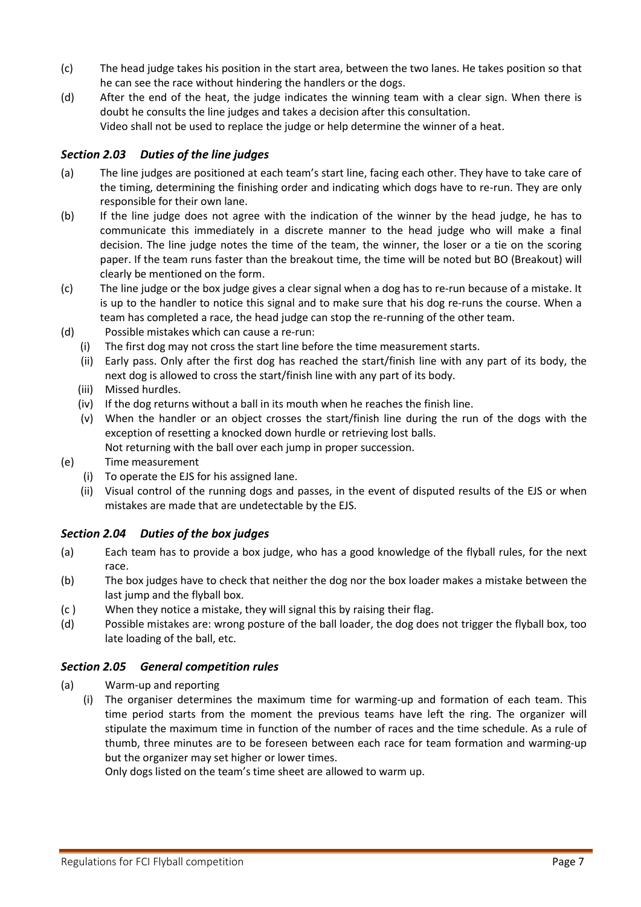(c) The head judge takes his position in the start area, between the two lanes. He takes position so that he can see the race without hindering the handlers or the dogs.

(d) After the end of the heat, the judge indicates the winning team with a clear sign. When there is doubt he consults the line judges and takes a decision after this consultation.
Video shall not be used to replace the judge or help determine the winner of a heat.

### *Section 2.03 Duties of the line judges*

(a) The line judges are positioned at each team's start line, facing each other. They have to take care of the timing, determining the finishing order and indicating which dogs have to re-run. They are only responsible for their own lane.

(b) If the line judge does not agree with the indication of the winner by the head judge, he has to communicate this immediately in a discrete manner to the head judge who will make a final decision. The line judge notes the time of the team, the winner, the loser or a tie on the scoring paper. If the team runs faster than the breakout time, the time will be noted but BO (Breakout) will clearly be mentioned on the form.

(c) The line judge or the box judge gives a clear signal when a dog has to re-run because of a mistake. It is up to the handler to notice this signal and to make sure that his dog re-runs the course. When a team has completed a race, the head judge can stop the re-running of the other team.

(d) Possible mistakes which can cause a re-run:
   - (i) The first dog may not cross the start line before the time measurement starts.
   - (ii) Early pass. Only after the first dog has reached the start/finish line with any part of its body, the next dog is allowed to cross the start/finish line with any part of its body.
   - (iii) Missed hurdles.
   - (iv) If the dog returns without a ball in its mouth when he reaches the finish line.
   - (v) When the handler or an object crosses the start/finish line during the run of the dogs with the exception of resetting a knocked down hurdle or retrieving lost balls.
     Not returning with the ball over each jump in proper succession.

(e) Time measurement
   - (i) To operate the EJS for his assigned lane.
   - (ii) Visual control of the running dogs and passes, in the event of disputed results of the EJS or when mistakes are made that are undetectable by the EJS.

### *Section 2.04 Duties of the box judges*

(a) Each team has to provide a box judge, who has a good knowledge of the flyball rules, for the next race.

(b) The box judges have to check that neither the dog nor the box loader makes a mistake between the last jump and the flyball box.

(c) When they notice a mistake, they will signal this by raising their flag.

(d) Possible mistakes are: wrong posture of the ball loader, the dog does not trigger the flyball box, too late loading of the ball, etc.

### *Section 2.05 General competition rules*

(a) Warm-up and reporting
   - (i) The organiser determines the maximum time for warming-up and formation of each team. This time period starts from the moment the previous teams have left the ring. The organizer will stipulate the maximum time in function of the number of races and the time schedule. As a rule of thumb, three minutes are to be foreseen between each race for team formation and warming-up but the organizer may set higher or lower times.
     Only dogs listed on the team's time sheet are allowed to warm up.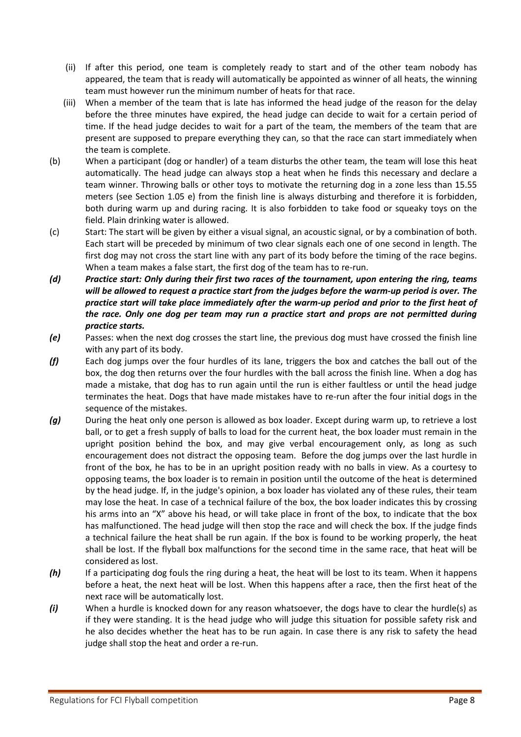(ii) If after this period, one team is completely ready to start and of the other team nobody has appeared, the team that is ready will automatically be appointed as winner of all heats, the winning team must however run the minimum number of heats for that race.

(iii) When a member of the team that is late has informed the head judge of the reason for the delay before the three minutes have expired, the head judge can decide to wait for a certain period of time. If the head judge decides to wait for a part of the team, the members of the team that are present are supposed to prepare everything they can, so that the race can start immediately when the team is complete.

(b) When a participant (dog or handler) of a team disturbs the other team, the team will lose this heat automatically. The head judge can always stop a heat when he finds this necessary and declare a team winner. Throwing balls or other toys to motivate the returning dog in a zone less than 15.55 meters (see Section 1.05 e) from the finish line is always disturbing and therefore it is forbidden, both during warm up and during racing. It is also forbidden to take food or squeaky toys on the field. Plain drinking water is allowed.

(c) Start: The start will be given by either a visual signal, an acoustic signal, or by a combination of both. Each start will be preceded by minimum of two clear signals each one of one second in length. The first dog may not cross the start line with any part of its body before the timing of the race begins. When a team makes a false start, the first dog of the team has to re-run.

***(d) Practice start: Only during their first two races of the tournament, upon entering the ring, teams will be allowed to request a practice start from the judges before the warm-up period is over. The practice start will take place immediately after the warm-up period and prior to the first heat of the race. Only one dog per team may run a practice start and props are not permitted during practice starts.***

***(e)*** Passes: when the next dog crosses the start line, the previous dog must have crossed the finish line with any part of its body.

***(f)*** Each dog jumps over the four hurdles of its lane, triggers the box and catches the ball out of the box, the dog then returns over the four hurdles with the ball across the finish line. When a dog has made a mistake, that dog has to run again until the run is either faultless or until the head judge terminates the heat. Dogs that have made mistakes have to re-run after the four initial dogs in the sequence of the mistakes.

***(g)*** During the heat only one person is allowed as box loader. Except during warm up, to retrieve a lost ball, or to get a fresh supply of balls to load for the current heat, the box loader must remain in the upright position behind the box, and may give verbal encouragement only, as long as such encouragement does not distract the opposing team. Before the dog jumps over the last hurdle in front of the box, he has to be in an upright position ready with no balls in view. As a courtesy to opposing teams, the box loader is to remain in position until the outcome of the heat is determined by the head judge. If, in the judge's opinion, a box loader has violated any of these rules, their team may lose the heat. In case of a technical failure of the box, the box loader indicates this by crossing his arms into an "X" above his head, or will take place in front of the box, to indicate that the box has malfunctioned. The head judge will then stop the race and will check the box. If the judge finds a technical failure the heat shall be run again. If the box is found to be working properly, the heat shall be lost. If the flyball box malfunctions for the second time in the same race, that heat will be considered as lost.

***(h)*** If a participating dog fouls the ring during a heat, the heat will be lost to its team. When it happens before a heat, the next heat will be lost. When this happens after a race, then the first heat of the next race will be automatically lost.

***(i)*** When a hurdle is knocked down for any reason whatsoever, the dogs have to clear the hurdle(s) as if they were standing. It is the head judge who will judge this situation for possible safety risk and he also decides whether the heat has to be run again. In case there is any risk to safety the head judge shall stop the heat and order a re-run.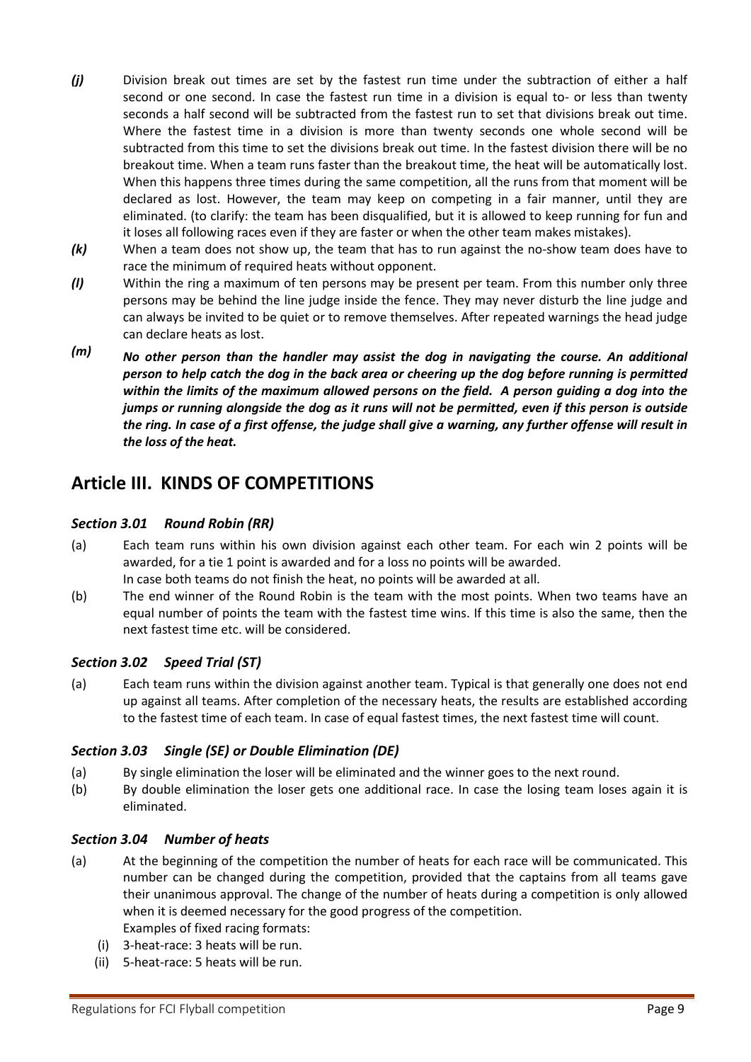*(j)* Division break out times are set by the fastest run time under the subtraction of either a half second or one second. In case the fastest run time in a division is equal to- or less than twenty seconds a half second will be subtracted from the fastest run to set that divisions break out time. Where the fastest time in a division is more than twenty seconds one whole second will be subtracted from this time to set the divisions break out time. In the fastest division there will be no breakout time. When a team runs faster than the breakout time, the heat will be automatically lost. When this happens three times during the same competition, all the runs from that moment will be declared as lost. However, the team may keep on competing in a fair manner, until they are eliminated. (to clarify: the team has been disqualified, but it is allowed to keep running for fun and it loses all following races even if they are faster or when the other team makes mistakes).

*(k)* When a team does not show up, the team that has to run against the no-show team does have to race the minimum of required heats without opponent.

*(l)* Within the ring a maximum of ten persons may be present per team. From this number only three persons may be behind the line judge inside the fence. They may never disturb the line judge and can always be invited to be quiet or to remove themselves. After repeated warnings the head judge can declare heats as lost.

*(m)* ***No other person than the handler may assist the dog in navigating the course. An additional person to help catch the dog in the back area or cheering up the dog before running is permitted within the limits of the maximum allowed persons on the field. A person guiding a dog into the jumps or running alongside the dog as it runs will not be permitted, even if this person is outside the ring. In case of a first offense, the judge shall give a warning, any further offense will result in the loss of the heat.***

## Article III. KINDS OF COMPETITIONS

### *Section 3.01 Round Robin (RR)*

(a) Each team runs within his own division against each other team. For each win 2 points will be awarded, for a tie 1 point is awarded and for a loss no points will be awarded.
In case both teams do not finish the heat, no points will be awarded at all.

(b) The end winner of the Round Robin is the team with the most points. When two teams have an equal number of points the team with the fastest time wins. If this time is also the same, then the next fastest time etc. will be considered.

### *Section 3.02 Speed Trial (ST)*

(a) Each team runs within the division against another team. Typical is that generally one does not end up against all teams. After completion of the necessary heats, the results are established according to the fastest time of each team. In case of equal fastest times, the next fastest time will count.

### *Section 3.03 Single (SE) or Double Elimination (DE)*

(a) By single elimination the loser will be eliminated and the winner goes to the next round.

(b) By double elimination the loser gets one additional race. In case the losing team loses again it is eliminated.

### *Section 3.04 Number of heats*

(a) At the beginning of the competition the number of heats for each race will be communicated. This number can be changed during the competition, provided that the captains from all teams gave their unanimous approval. The change of the number of heats during a competition is only allowed when it is deemed necessary for the good progress of the competition.
Examples of fixed racing formats:
   (i) 3-heat-race: 3 heats will be run.
   (ii) 5-heat-race: 5 heats will be run.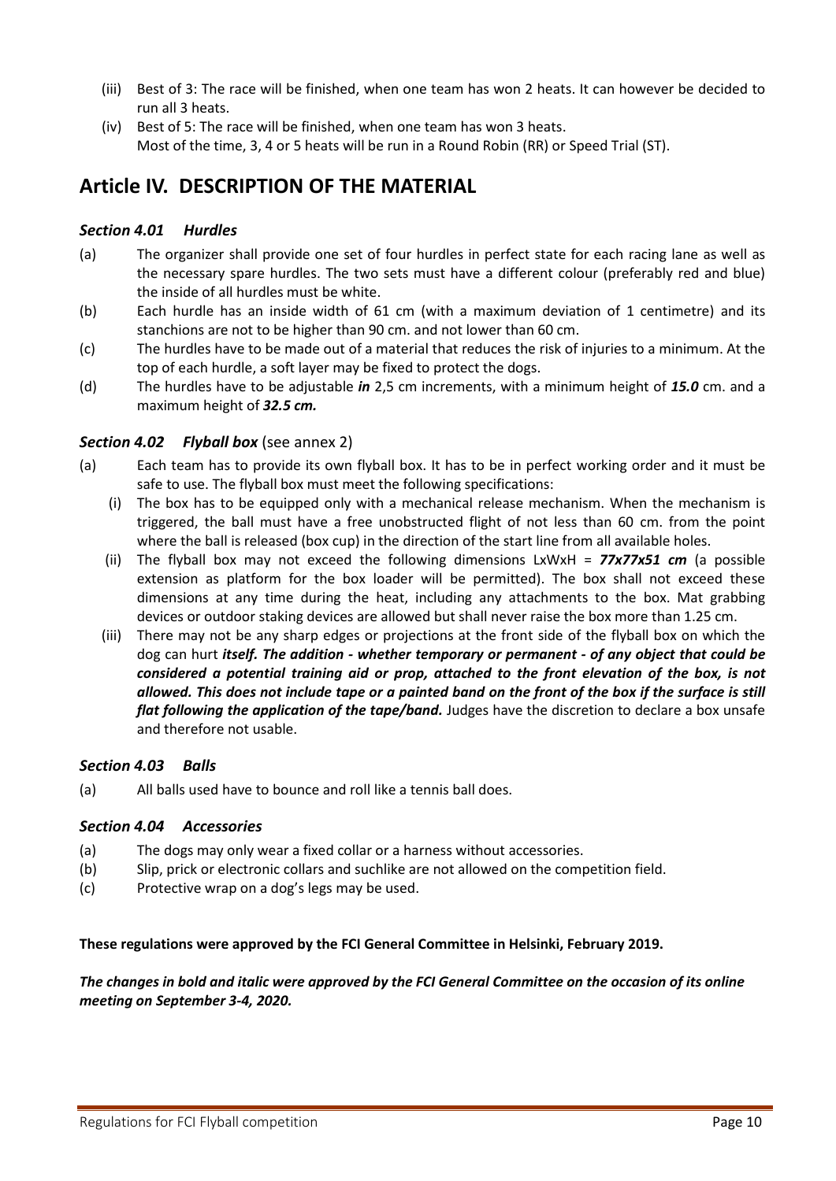(iii) Best of 3: The race will be finished, when one team has won 2 heats. It can however be decided to run all 3 heats.

(iv) Best of 5: The race will be finished, when one team has won 3 heats.
Most of the time, 3, 4 or 5 heats will be run in a Round Robin (RR) or Speed Trial (ST).

# Article IV. DESCRIPTION OF THE MATERIAL

### *Section 4.01 Hurdles*

(a) The organizer shall provide one set of four hurdles in perfect state for each racing lane as well as the necessary spare hurdles. The two sets must have a different colour (preferably red and blue) the inside of all hurdles must be white.

(b) Each hurdle has an inside width of 61 cm (with a maximum deviation of 1 centimetre) and its stanchions are not to be higher than 90 cm. and not lower than 60 cm.

(c) The hurdles have to be made out of a material that reduces the risk of injuries to a minimum. At the top of each hurdle, a soft layer may be fixed to protect the dogs.

(d) The hurdles have to be adjustable ***in*** 2,5 cm increments, with a minimum height of ***15.0*** cm. and a maximum height of ***32.5 cm.***

### *Section 4.02 Flyball box* (see annex 2)

(a) Each team has to provide its own flyball box. It has to be in perfect working order and it must be safe to use. The flyball box must meet the following specifications:

(i) The box has to be equipped only with a mechanical release mechanism. When the mechanism is triggered, the ball must have a free unobstructed flight of not less than 60 cm. from the point where the ball is released (box cup) in the direction of the start line from all available holes.

(ii) The flyball box may not exceed the following dimensions LxWxH = ***77x77x51 cm*** (a possible extension as platform for the box loader will be permitted). The box shall not exceed these dimensions at any time during the heat, including any attachments to the box. Mat grabbing devices or outdoor staking devices are allowed but shall never raise the box more than 1.25 cm.

(iii) There may not be any sharp edges or projections at the front side of the flyball box on which the dog can hurt ***itself. The addition - whether temporary or permanent - of any object that could be considered a potential training aid or prop, attached to the front elevation of the box, is not allowed. This does not include tape or a painted band on the front of the box if the surface is still flat following the application of the tape/band.*** Judges have the discretion to declare a box unsafe and therefore not usable.

### *Section 4.03 Balls*

(a) All balls used have to bounce and roll like a tennis ball does.

### *Section 4.04 Accessories*

(a) The dogs may only wear a fixed collar or a harness without accessories.

(b) Slip, prick or electronic collars and suchlike are not allowed on the competition field.

(c) Protective wrap on a dog's legs may be used.

**These regulations were approved by the FCI General Committee in Helsinki, February 2019.**

***The changes in bold and italic were approved by the FCI General Committee on the occasion of its online meeting on September 3-4, 2020.***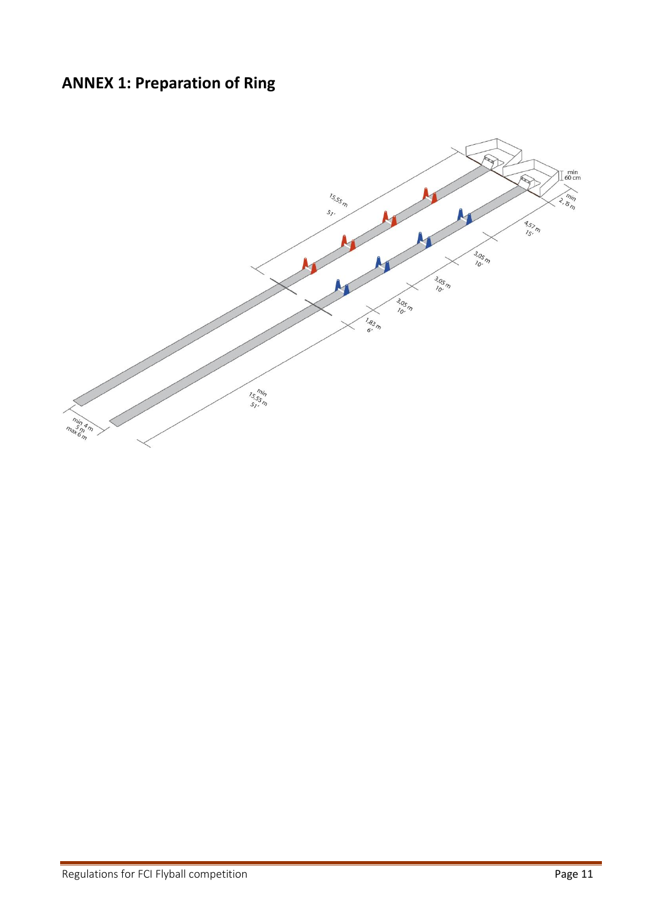## ANNEX 1: Preparation of Ring

15,55 m
51'

min 60 cm

min 2,15 m

4,57 m
15'

3,05 m
10'

3,05 m
10'

3,05 m
10'

1,83 m
6'

min 15,55 m
51'

min 4 m
5 m
max 6 m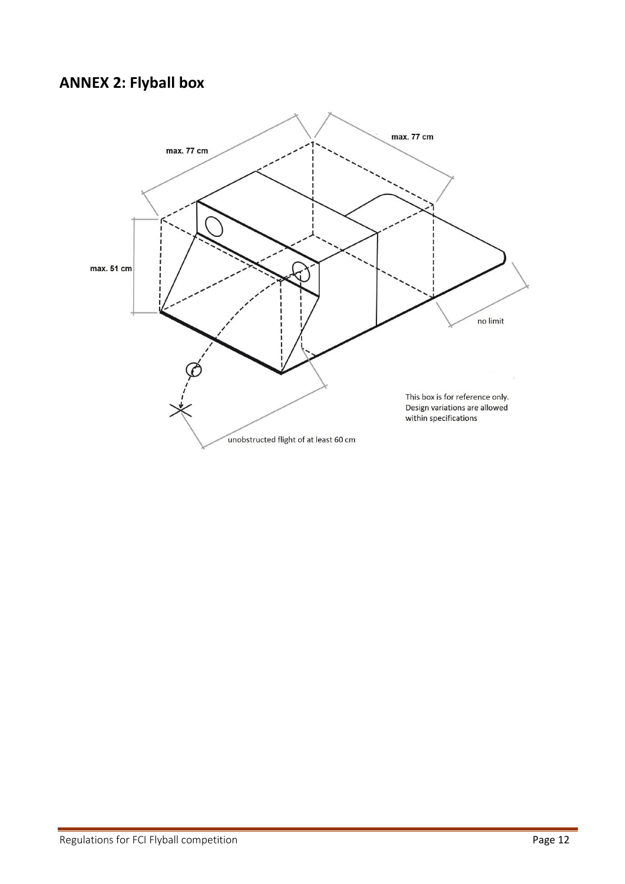## ANNEX 2: Flyball box

max. 77 cm

max. 77 cm

max. 51 cm

no limit

This box is for reference only.
Design variations are allowed
within specifications

unobstructed flight of at least 60 cm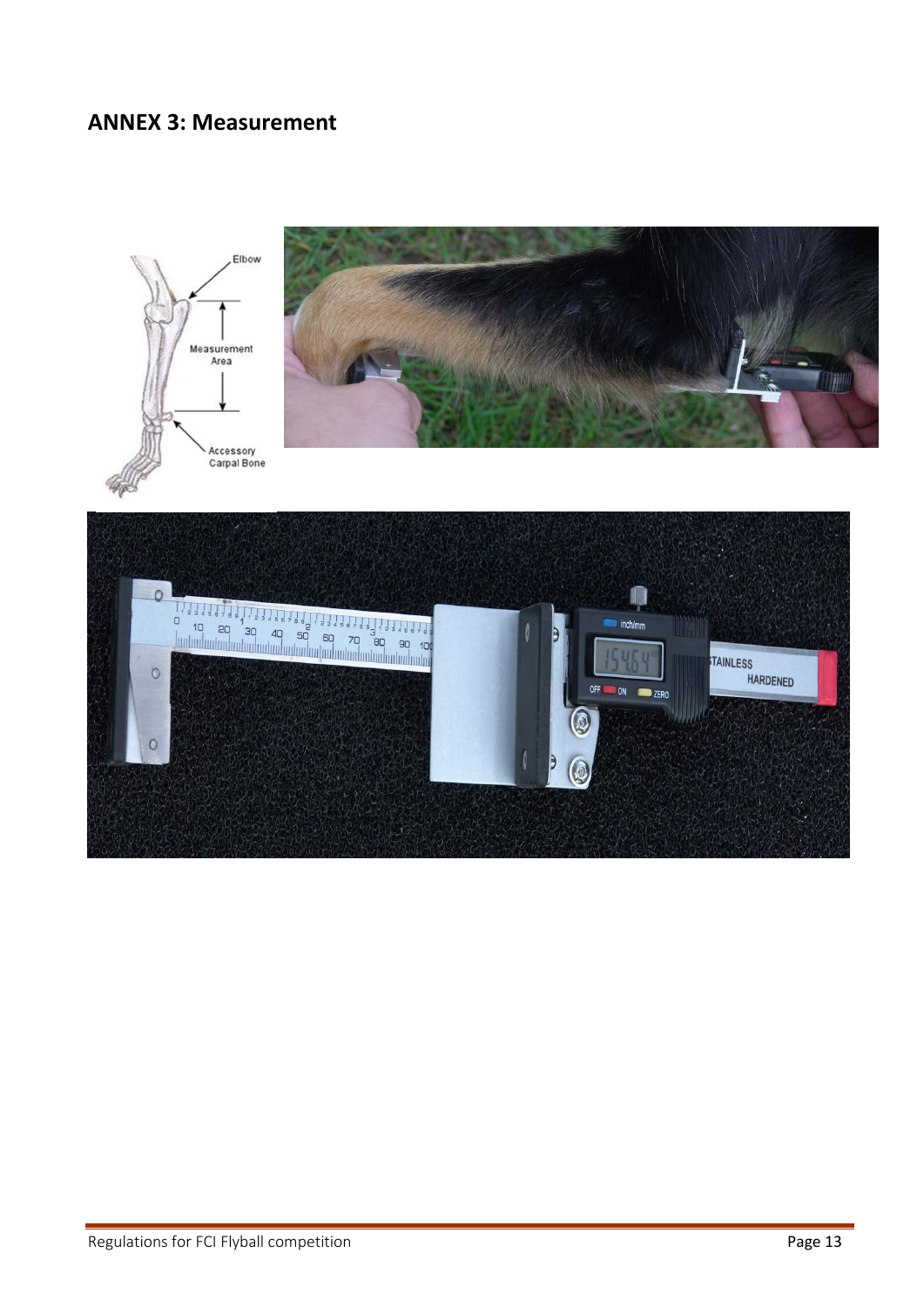## ANNEX 3: Measurement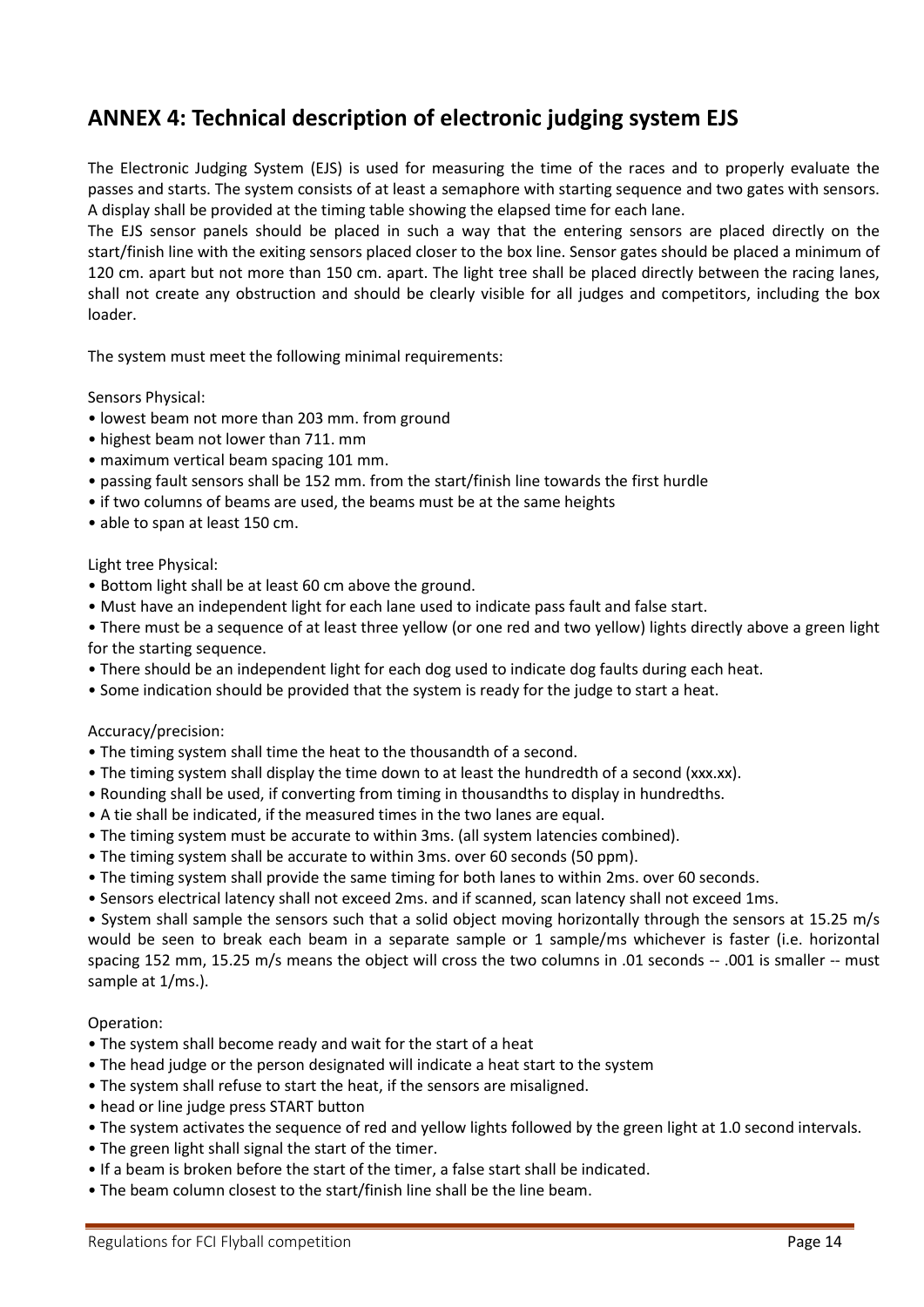## ANNEX 4: Technical description of electronic judging system EJS

The Electronic Judging System (EJS) is used for measuring the time of the races and to properly evaluate the passes and starts. The system consists of at least a semaphore with starting sequence and two gates with sensors. A display shall be provided at the timing table showing the elapsed time for each lane.

The EJS sensor panels should be placed in such a way that the entering sensors are placed directly on the start/finish line with the exiting sensors placed closer to the box line. Sensor gates should be placed a minimum of 120 cm. apart but not more than 150 cm. apart. The light tree shall be placed directly between the racing lanes, shall not create any obstruction and should be clearly visible for all judges and competitors, including the box loader.

The system must meet the following minimal requirements:

Sensors Physical:

- lowest beam not more than 203 mm. from ground
- highest beam not lower than 711. mm
- maximum vertical beam spacing 101 mm.
- passing fault sensors shall be 152 mm. from the start/finish line towards the first hurdle
- if two columns of beams are used, the beams must be at the same heights
- able to span at least 150 cm.

Light tree Physical:

- Bottom light shall be at least 60 cm above the ground.
- Must have an independent light for each lane used to indicate pass fault and false start.
- There must be a sequence of at least three yellow (or one red and two yellow) lights directly above a green light for the starting sequence.
- There should be an independent light for each dog used to indicate dog faults during each heat.
- Some indication should be provided that the system is ready for the judge to start a heat.

Accuracy/precision:

- The timing system shall time the heat to the thousandth of a second.
- The timing system shall display the time down to at least the hundredth of a second (xxx.xx).
- Rounding shall be used, if converting from timing in thousandths to display in hundredths.
- A tie shall be indicated, if the measured times in the two lanes are equal.
- The timing system must be accurate to within 3ms. (all system latencies combined).
- The timing system shall be accurate to within 3ms. over 60 seconds (50 ppm).
- The timing system shall provide the same timing for both lanes to within 2ms. over 60 seconds.
- Sensors electrical latency shall not exceed 2ms. and if scanned, scan latency shall not exceed 1ms.
- System shall sample the sensors such that a solid object moving horizontally through the sensors at 15.25 m/s would be seen to break each beam in a separate sample or 1 sample/ms whichever is faster (i.e. horizontal spacing 152 mm, 15.25 m/s means the object will cross the two columns in .01 seconds -- .001 is smaller -- must sample at 1/ms.).

Operation:

- The system shall become ready and wait for the start of a heat
- The head judge or the person designated will indicate a heat start to the system
- The system shall refuse to start the heat, if the sensors are misaligned.
- head or line judge press START button
- The system activates the sequence of red and yellow lights followed by the green light at 1.0 second intervals.
- The green light shall signal the start of the timer.
- If a beam is broken before the start of the timer, a false start shall be indicated.
- The beam column closest to the start/finish line shall be the line beam.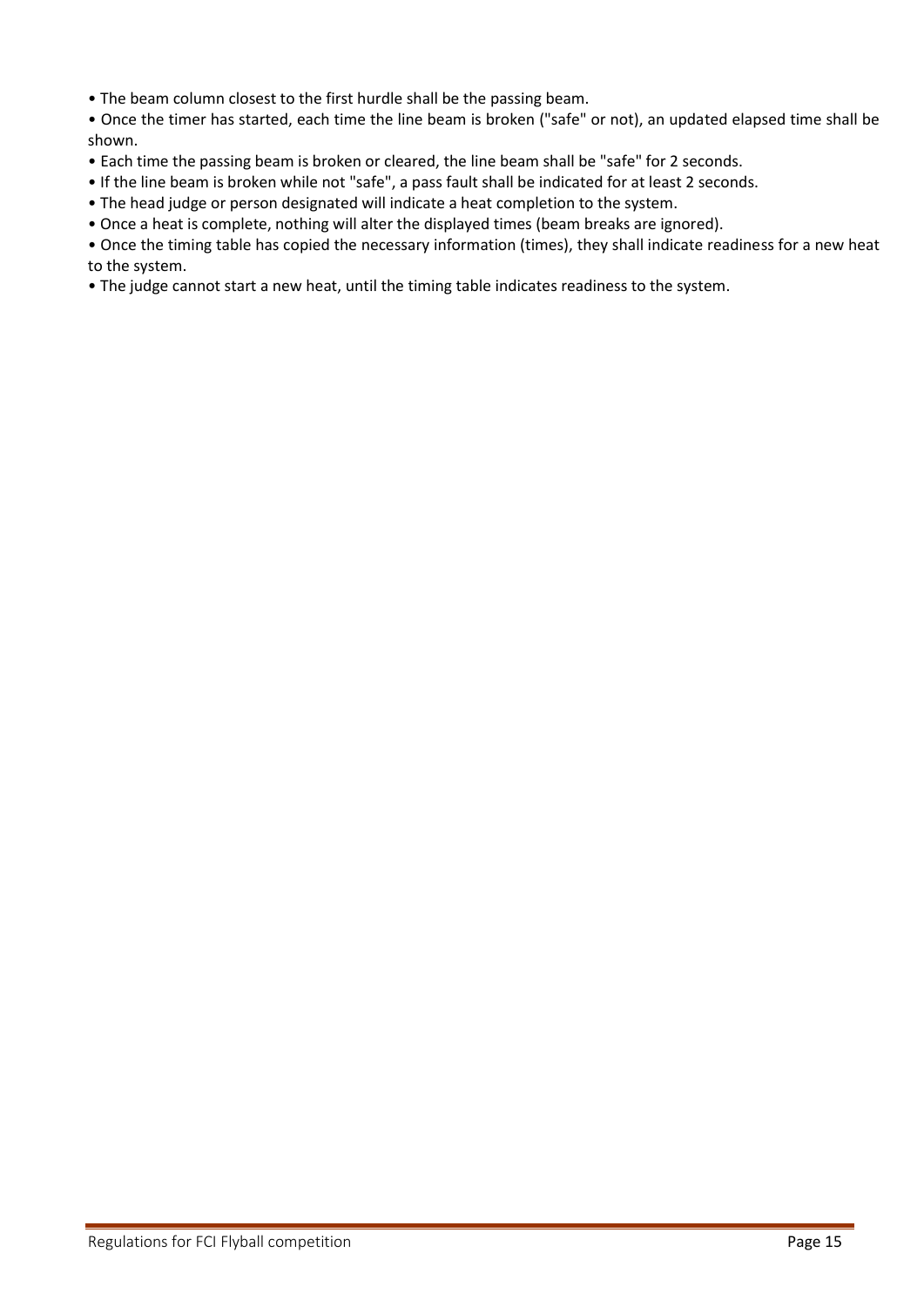- The beam column closest to the first hurdle shall be the passing beam.
- Once the timer has started, each time the line beam is broken ("safe" or not), an updated elapsed time shall be shown.
- Each time the passing beam is broken or cleared, the line beam shall be "safe" for 2 seconds.
- If the line beam is broken while not "safe", a pass fault shall be indicated for at least 2 seconds.
- The head judge or person designated will indicate a heat completion to the system.
- Once a heat is complete, nothing will alter the displayed times (beam breaks are ignored).
- Once the timing table has copied the necessary information (times), they shall indicate readiness for a new heat to the system.
- The judge cannot start a new heat, until the timing table indicates readiness to the system.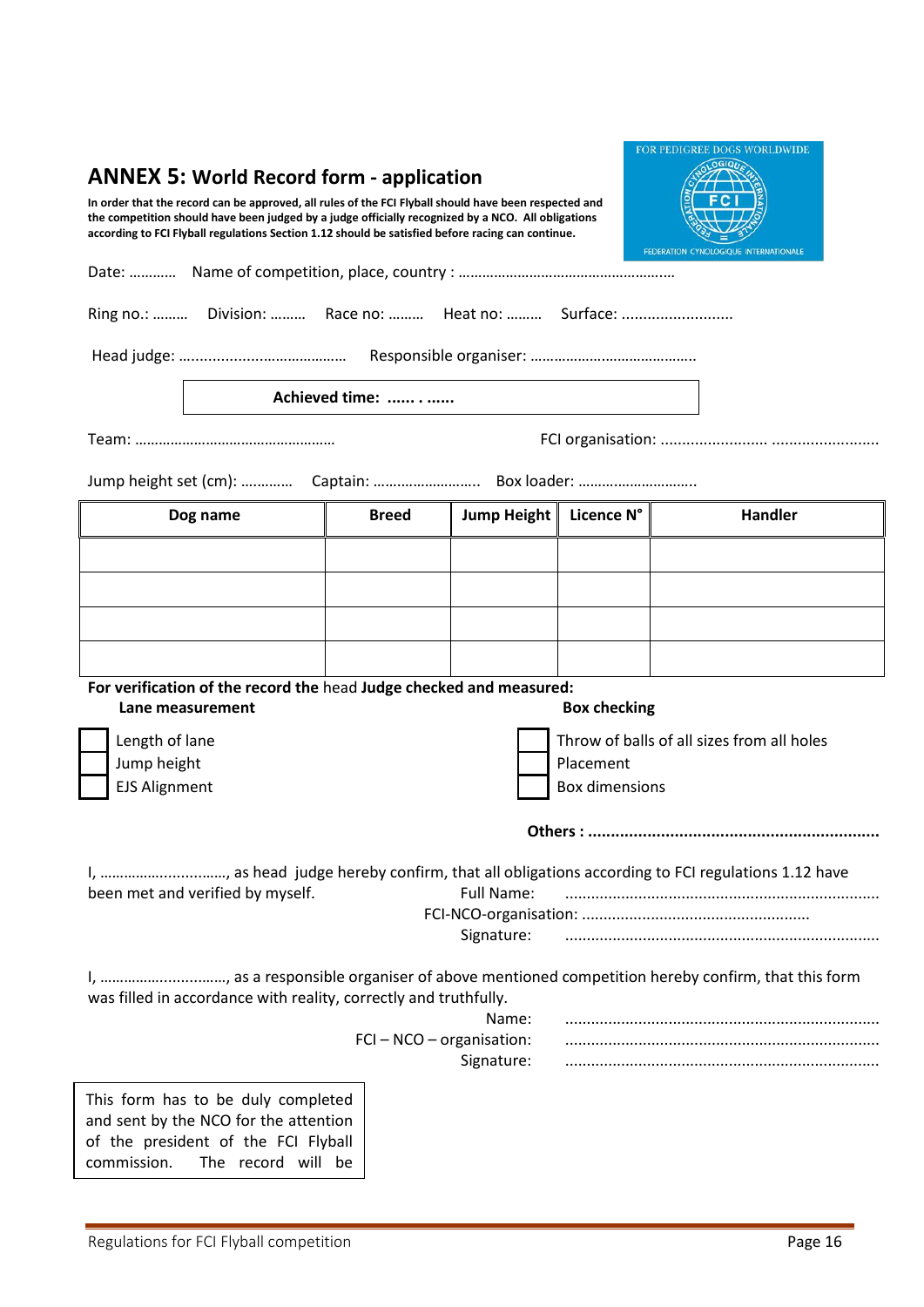## ANNEX 5: World Record form - application

**In order that the record can be approved, all rules of the FCI Flyball should have been respected and the competition should have been judged by a judge officially recognized by a NCO. All obligations according to FCI Flyball regulations Section 1.12 should be satisfied before racing can continue.**

FOR PEDIGREE DOGS WORLDWIDE
FCI
FEDERATION CYNOLOGIQUE INTERNATIONALE

Date: ………… Name of competition, place, country : ……………………………………………….

Ring no.: ……… Division: ……… Race no: ……… Heat no: ……… Surface: ..........................

Head judge: ………………………………… Responsible organiser: …………………………………..

**Achieved time: …… . ……**

Team: …………………………………………… FCI organisation: ........................ .........................

Jump height set (cm): …………. Captain: …………………….. Box loader: ………………………..

| Dog name | Breed | Jump Height | Licence N° | Handler |
|---|---|---|---|---|
| | | | | |
| | | | | |
| | | | | |
| | | | | |

**For verification of the record the** head **Judge checked and measured:**

**Lane measurement**

- ☐ Length of lane
- ☐ Jump height
- ☐ EJS Alignment

**Box checking**

- ☐ Throw of balls of all sizes from all holes
- ☐ Placement
- ☐ Box dimensions

**Others : ...............................................................**

I, …………….............., as head judge hereby confirm, that all obligations according to FCI regulations 1.12 have been met and verified by myself.

Full Name: ........................................................................
FCI-NCO-organisation: ....................................................
Signature: ........................................................................

I, …………….............., as a responsible organiser of above mentioned competition hereby confirm, that this form was filled in accordance with reality, correctly and truthfully.

Name: ........................................................................
FCI – NCO – organisation: ........................................................................
Signature: ........................................................................

This form has to be duly completed and sent by the NCO for the attention of the president of the FCI Flyball commission. The record will be